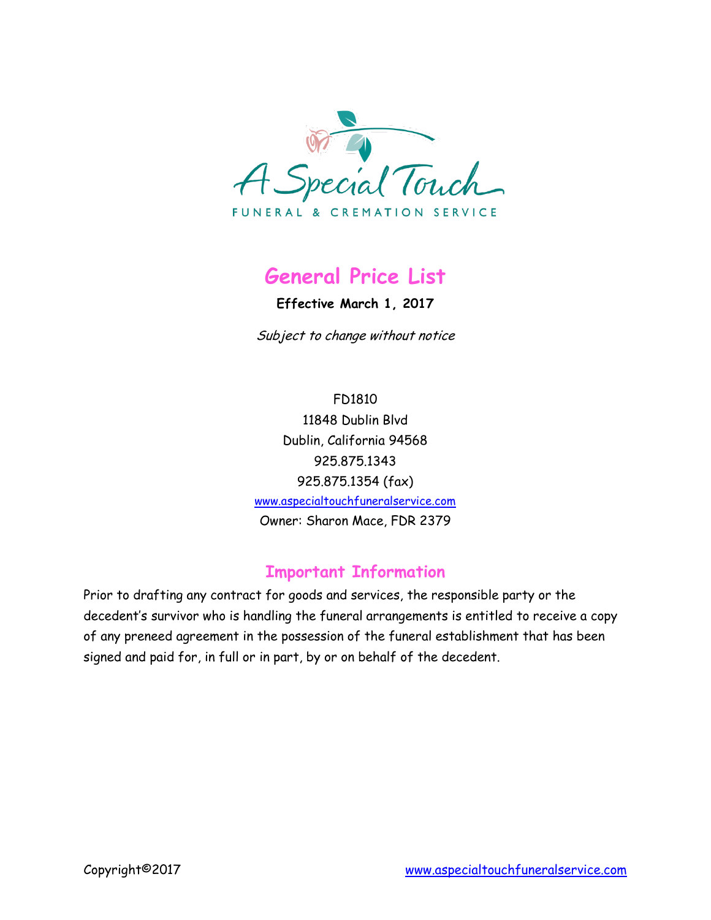A Special Touch

FUNERAL & CREMATION SERVICE

# General Price List

**Effective March 1, 2017**

*Subject to change without notice*

FD1810
11848 Dublin Blvd
Dublin, California 94568
925.875.1343
925.875.1354 (fax)
www.aspecialtouchfuneralservice.com
Owner: Sharon Mace, FDR 2379

## Important Information

Prior to drafting any contract for goods and services, the responsible party or the decedent's survivor who is handling the funeral arrangements is entitled to receive a copy of any preneed agreement in the possession of the funeral establishment that has been signed and paid for, in full or in part, by or on behalf of the decedent.

Copyright©2017 www.aspecialtouchfuneralservice.com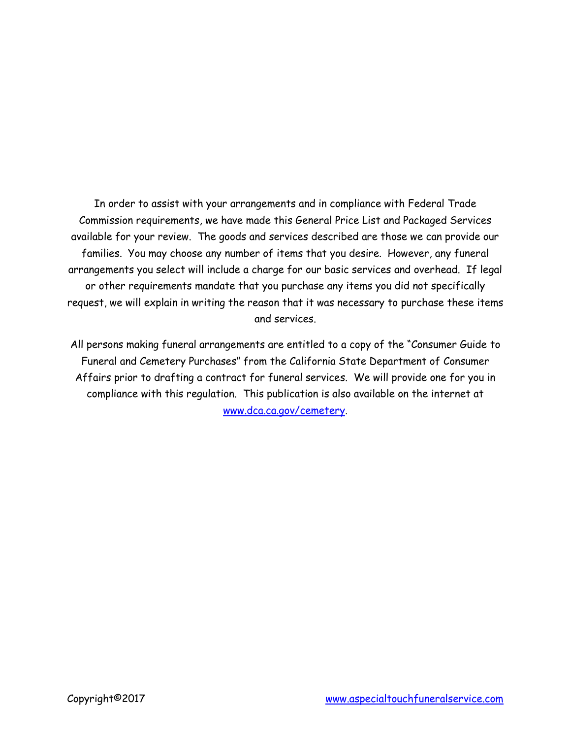In order to assist with your arrangements and in compliance with Federal Trade Commission requirements, we have made this General Price List and Packaged Services available for your review. The goods and services described are those we can provide our families. You may choose any number of items that you desire. However, any funeral arrangements you select will include a charge for our basic services and overhead. If legal or other requirements mandate that you purchase any items you did not specifically request, we will explain in writing the reason that it was necessary to purchase these items and services.

All persons making funeral arrangements are entitled to a copy of the "Consumer Guide to Funeral and Cemetery Purchases" from the California State Department of Consumer Affairs prior to drafting a contract for funeral services. We will provide one for you in compliance with this regulation. This publication is also available on the internet at [www.dca.ca.gov/cemetery](http://www.dca.ca.gov/cemetery).

Copyright©2017 [www.aspecialtouchfuneralservice.com](http://www.aspecialtouchfuneralservice.com)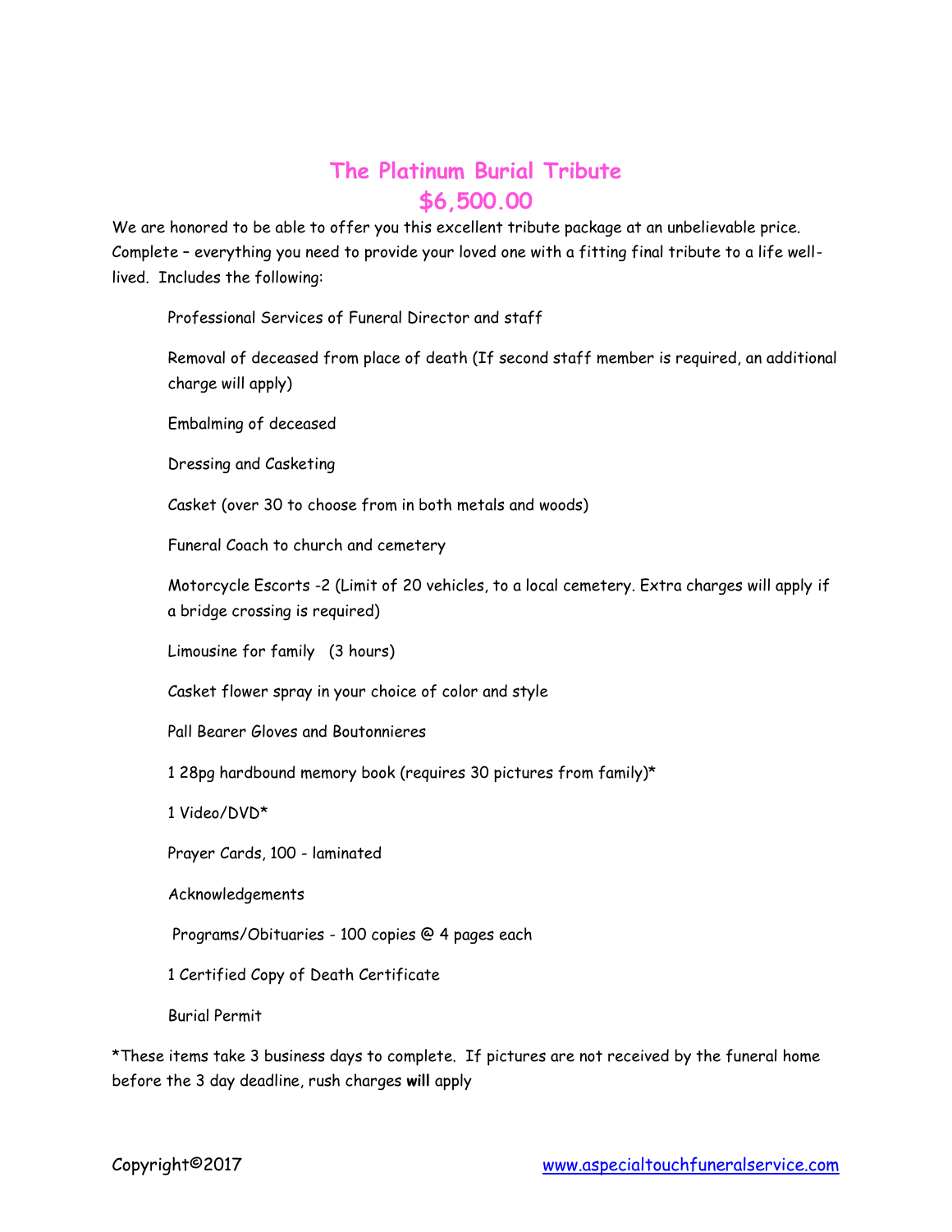# The Platinum Burial Tribute
## $6,500.00

We are honored to be able to offer you this excellent tribute package at an unbelievable price. Complete – everything you need to provide your loved one with a fitting final tribute to a life well-lived. Includes the following:

- Professional Services of Funeral Director and staff
- Removal of deceased from place of death (If second staff member is required, an additional charge will apply)
- Embalming of deceased
- Dressing and Casketing
- Casket (over 30 to choose from in both metals and woods)
- Funeral Coach to church and cemetery
- Motorcycle Escorts -2 (Limit of 20 vehicles, to a local cemetery. Extra charges will apply if a bridge crossing is required)
- Limousine for family (3 hours)
- Casket flower spray in your choice of color and style
- Pall Bearer Gloves and Boutonnieres
- 1 28pg hardbound memory book (requires 30 pictures from family)*
- 1 Video/DVD*
- Prayer Cards, 100 - laminated
- Acknowledgements
- Programs/Obituaries - 100 copies @ 4 pages each
- 1 Certified Copy of Death Certificate
- Burial Permit

*These items take 3 business days to complete. If pictures are not received by the funeral home before the 3 day deadline, rush charges **will** apply

Copyright©2017 www.aspecialtouchfuneralservice.com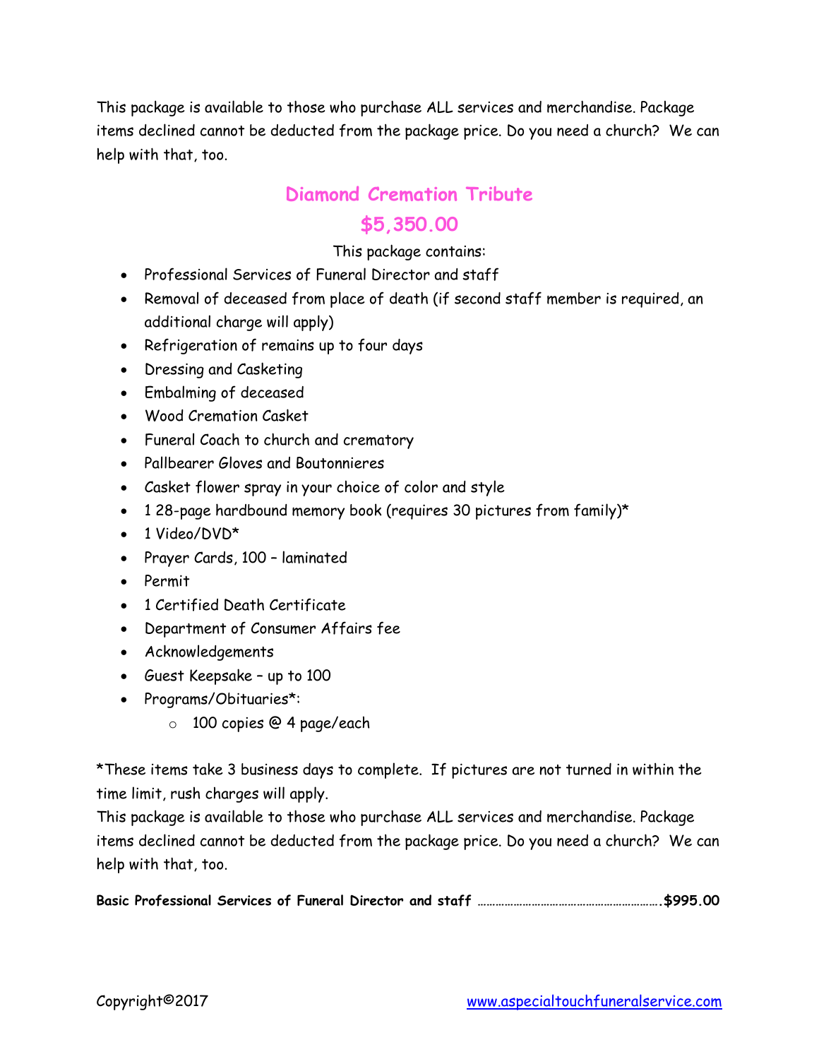This package is available to those who purchase ALL services and merchandise. Package items declined cannot be deducted from the package price. Do you need a church? We can help with that, too.

## Diamond Cremation Tribute

## $5,350.00

This package contains:

- Professional Services of Funeral Director and staff
- Removal of deceased from place of death (if second staff member is required, an additional charge will apply)
- Refrigeration of remains up to four days
- Dressing and Casketing
- Embalming of deceased
- Wood Cremation Casket
- Funeral Coach to church and crematory
- Pallbearer Gloves and Boutonnieres
- Casket flower spray in your choice of color and style
- 1 28-page hardbound memory book (requires 30 pictures from family)*
- 1 Video/DVD*
- Prayer Cards, 100 – laminated
- Permit
- 1 Certified Death Certificate
- Department of Consumer Affairs fee
- Acknowledgements
- Guest Keepsake – up to 100
- Programs/Obituaries*:
    - 100 copies @ 4 page/each

*These items take 3 business days to complete. If pictures are not turned in within the time limit, rush charges will apply.

This package is available to those who purchase ALL services and merchandise. Package items declined cannot be deducted from the package price. Do you need a church? We can help with that, too.

**Basic Professional Services of Funeral Director and staff ………………………………………………….$995.00**

Copyright©2017 www.aspecialtouchfuneralservice.com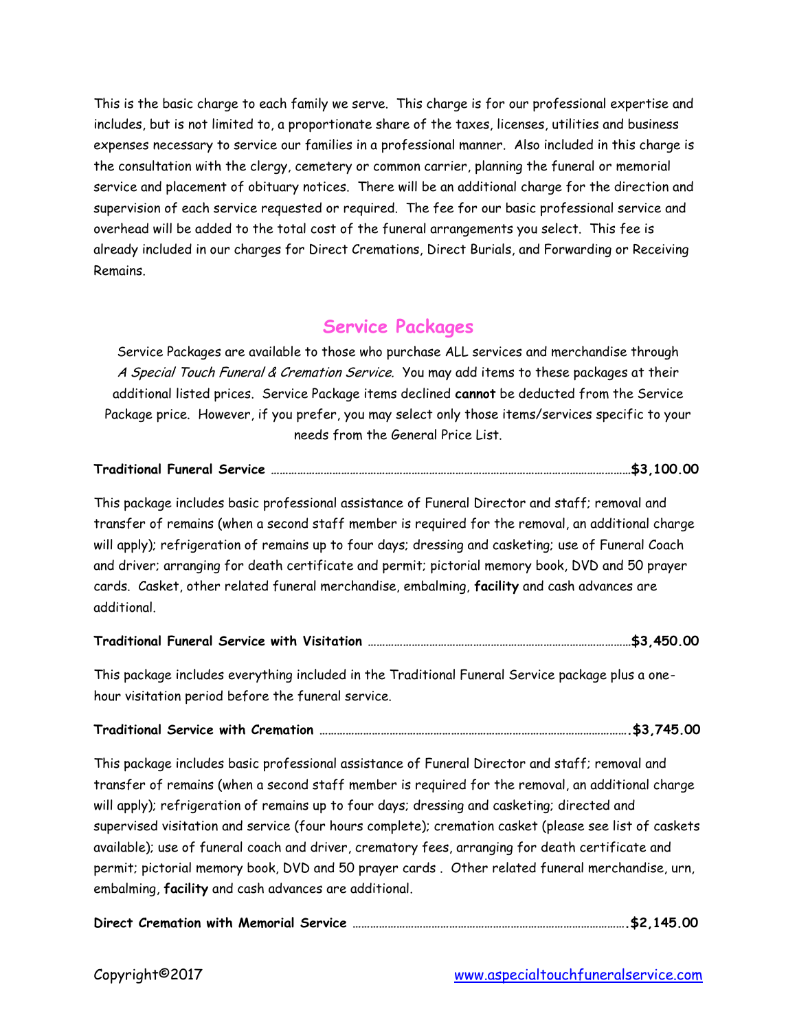This is the basic charge to each family we serve. This charge is for our professional expertise and includes, but is not limited to, a proportionate share of the taxes, licenses, utilities and business expenses necessary to service our families in a professional manner. Also included in this charge is the consultation with the clergy, cemetery or common carrier, planning the funeral or memorial service and placement of obituary notices. There will be an additional charge for the direction and supervision of each service requested or required. The fee for our basic professional service and overhead will be added to the total cost of the funeral arrangements you select. This fee is already included in our charges for Direct Cremations, Direct Burials, and Forwarding or Receiving Remains.

## Service Packages

Service Packages are available to those who purchase ALL services and merchandise through *A Special Touch Funeral & Cremation Service.* You may add items to these packages at their additional listed prices. Service Package items declined **cannot** be deducted from the Service Package price. However, if you prefer, you may select only those items/services specific to your needs from the General Price List.

**Traditional Funeral Service ……………………………………………………………………………………$3,100.00**

This package includes basic professional assistance of Funeral Director and staff; removal and transfer of remains (when a second staff member is required for the removal, an additional charge will apply); refrigeration of remains up to four days; dressing and casketing; use of Funeral Coach and driver; arranging for death certificate and permit; pictorial memory book, DVD and 50 prayer cards. Casket, other related funeral merchandise, embalming, **facility** and cash advances are additional.

**Traditional Funeral Service with Visitation …………………………………………………………$3,450.00**

This package includes everything included in the Traditional Funeral Service package plus a one-hour visitation period before the funeral service.

**Traditional Service with Cremation ……………………………………………………………………….$3,745.00**

This package includes basic professional assistance of Funeral Director and staff; removal and transfer of remains (when a second staff member is required for the removal, an additional charge will apply); refrigeration of remains up to four days; dressing and casketing; directed and supervised visitation and service (four hours complete); cremation casket (please see list of caskets available); use of funeral coach and driver, crematory fees, arranging for death certificate and permit; pictorial memory book, DVD and 50 prayer cards . Other related funeral merchandise, urn, embalming, **facility** and cash advances are additional.

**Direct Cremation with Memorial Service ……………………………………………………………….$2,145.00**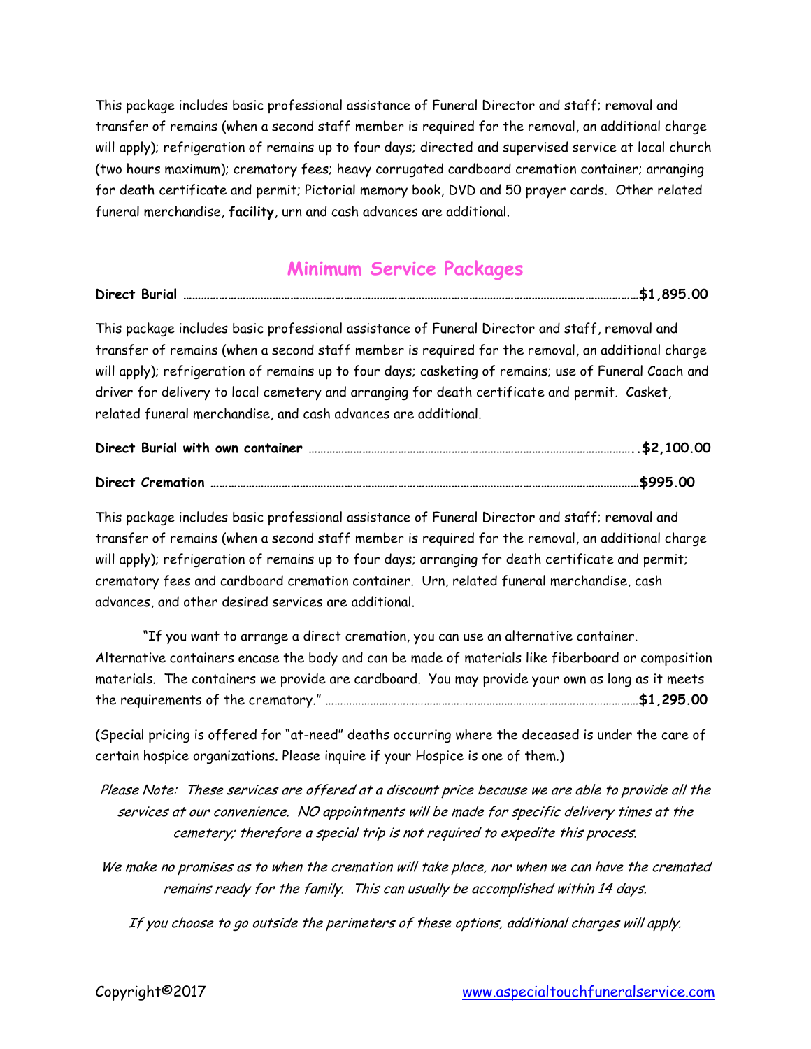This package includes basic professional assistance of Funeral Director and staff; removal and transfer of remains (when a second staff member is required for the removal, an additional charge will apply); refrigeration of remains up to four days; directed and supervised service at local church (two hours maximum); crematory fees; heavy corrugated cardboard cremation container; arranging for death certificate and permit; Pictorial memory book, DVD and 50 prayer cards. Other related funeral merchandise, **facility**, urn and cash advances are additional.

## Minimum Service Packages

**Direct Burial** ……………………………………………………………………………………………**$1,895.00**

This package includes basic professional assistance of Funeral Director and staff, removal and transfer of remains (when a second staff member is required for the removal, an additional charge will apply); refrigeration of remains up to four days; casketing of remains; use of Funeral Coach and driver for delivery to local cemetery and arranging for death certificate and permit. Casket, related funeral merchandise, and cash advances are additional.

**Direct Burial with own container** …………………………………………………………………..**$2,100.00**

**Direct Cremation** ……………………………………………………………………………………………**$995.00**

This package includes basic professional assistance of Funeral Director and staff; removal and transfer of remains (when a second staff member is required for the removal, an additional charge will apply); refrigeration of remains up to four days; arranging for death certificate and permit; crematory fees and cardboard cremation container. Urn, related funeral merchandise, cash advances, and other desired services are additional.

"If you want to arrange a direct cremation, you can use an alternative container. Alternative containers encase the body and can be made of materials like fiberboard or composition materials. The containers we provide are cardboard. You may provide your own as long as it meets the requirements of the crematory." ……………………………………………………**$1,295.00**

(Special pricing is offered for "at-need" deaths occurring where the deceased is under the care of certain hospice organizations. Please inquire if your Hospice is one of them.)

*Please Note: These services are offered at a discount price because we are able to provide all the services at our convenience. NO appointments will be made for specific delivery times at the cemetery; therefore a special trip is not required to expedite this process.*

*We make no promises as to when the cremation will take place, nor when we can have the cremated remains ready for the family. This can usually be accomplished within 14 days.*

*If you choose to go outside the perimeters of these options, additional charges will apply.*

Copyright©2017 www.aspecialtouchfuneralservice.com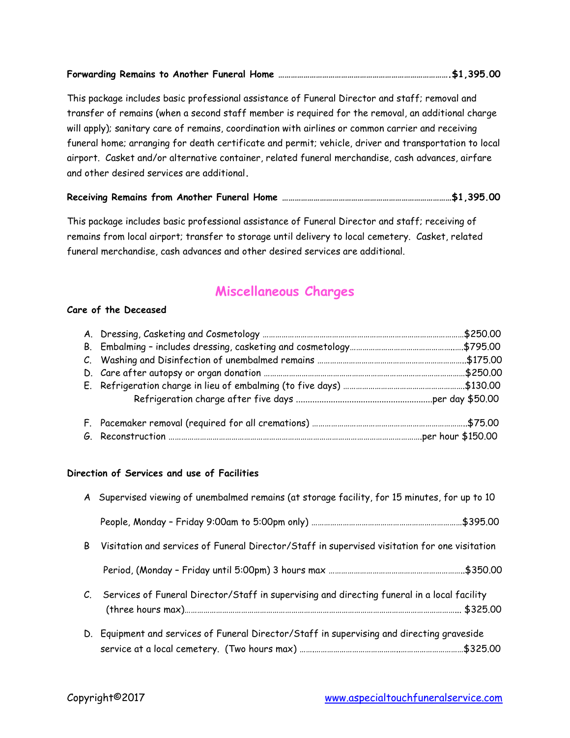**Forwarding Remains to Another Funeral Home** ……………………………………………………………………….$1,395.00

This package includes basic professional assistance of Funeral Director and staff; removal and transfer of remains (when a second staff member is required for the removal, an additional charge will apply); sanitary care of remains, coordination with airlines or common carrier and receiving funeral home; arranging for death certificate and permit; vehicle, driver and transportation to local airport. Casket and/or alternative container, related funeral merchandise, cash advances, airfare and other desired services are additional.

**Receiving Remains from Another Funeral Home** ……………………………………………………………………$1,395.00

This package includes basic professional assistance of Funeral Director and staff; receiving of remains from local airport; transfer to storage until delivery to local cemetery. Casket, related funeral merchandise, cash advances and other desired services are additional.

## Miscellaneous Charges

**Care of the Deceased**

A. Dressing, Casketing and Cosmetology ……………………………………………………………………………………$250.00
B. Embalming – includes dressing, casketing and cosmetology……………………………………………..$795.00
C. Washing and Disinfection of unembalmed remains ……………………………………………………………$175.00
D. Care after autopsy or organ donation …………………………………………………………………………………$250.00
E. Refrigeration charge in lieu of embalming (to five days) …………………………………………………$130.00
   Refrigeration charge after five days ……………………………………………….per day $50.00

F. Pacemaker removal (required for all cremations) ……………………………………………………………….$75.00
G. Reconstruction …………………………………………………………………………………………………………per hour $150.00

**Direction of Services and use of Facilities**

A Supervised viewing of unembalmed remains (at storage facility, for 15 minutes, for up to 10 People, Monday – Friday 9:00am to 5:00pm only) ……………………………………………………………$395.00

B Visitation and services of Funeral Director/Staff in supervised visitation for one visitation Period, (Monday – Friday until 5:00pm) 3 hours max ………………………………………………………$350.00

C. Services of Funeral Director/Staff in supervising and directing funeral in a local facility (three hours max)…………………………………………………………………………………………………………………… $325.00

D. Equipment and services of Funeral Director/Staff in supervising and directing graveside service at a local cemetery. (Two hours max) ……………………………………..……………………………$325.00

Copyright©2017 www.aspecialtouchfuneralservice.com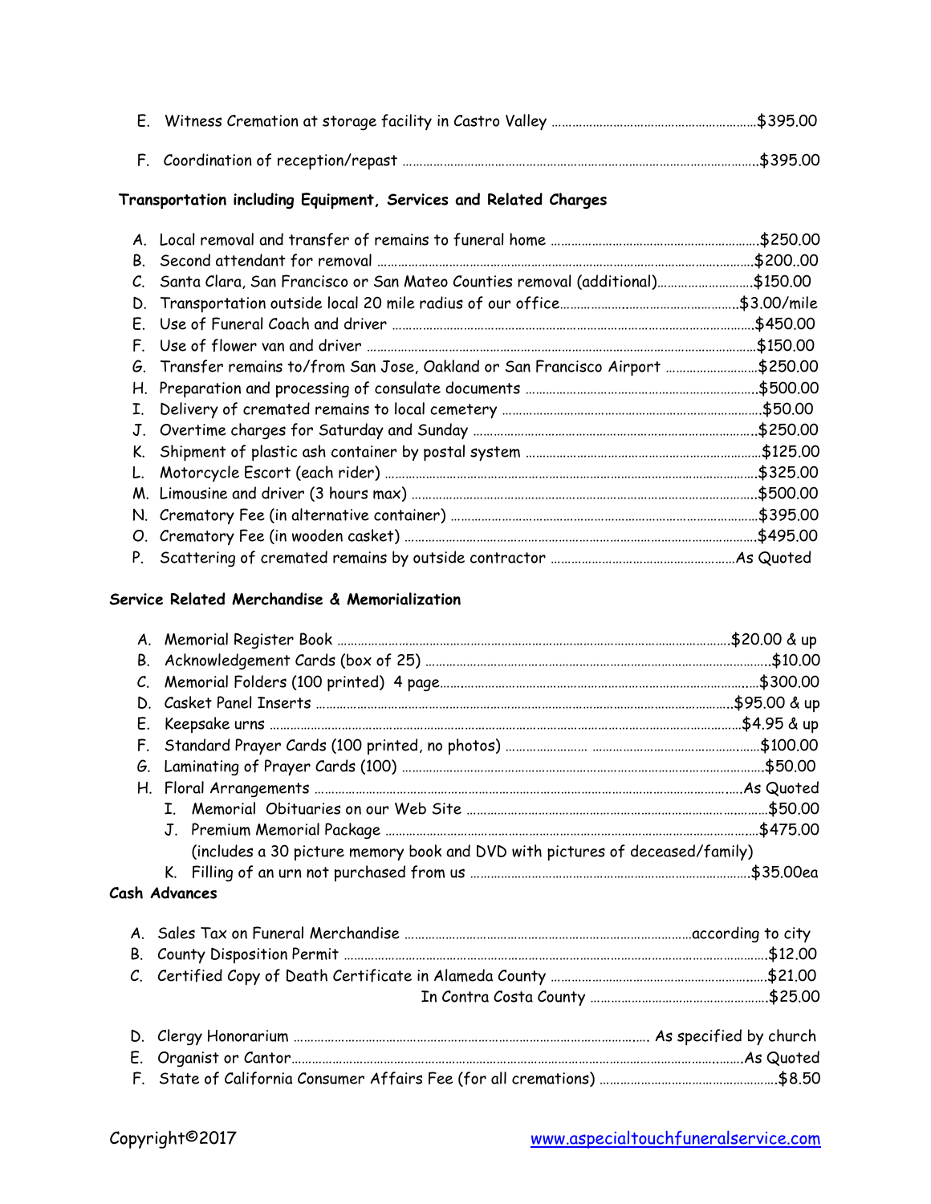E. Witness Cremation at storage facility in Castro Valley ..............................................................$395.00

F. Coordination of reception/repast ..............................................................................................$395.00

**Transportation including Equipment, Services and Related Charges**

A. Local removal and transfer of remains to funeral home ..............................................................$250.00
B. Second attendant for removal ........................................................................................................$200..00
C. Santa Clara, San Francisco or San Mateo Counties removal (additional)............................$150.00
D. Transportation outside local 20 mile radius of our office.....................................................$3.00/mile
E. Use of Funeral Coach and driver ..................................................................................................$450.00
F. Use of flower van and driver ..........................................................................................................$150.00
G. Transfer remains to/from San Jose, Oakland or San Francisco Airport ..............................$250.00
H. Preparation and processing of consulate documents ..............................................................$500.00
I. Delivery of cremated remains to local cemetery ..........................................................................$50.00
J. Overtime charges for Saturday and Sunday ..................................................................................$250.00
K. Shipment of plastic ash container by postal system ..................................................................$125.00
L. Motorcycle Escort (each rider) ........................................................................................................$325.00
M. Limousine and driver (3 hours max) ................................................................................................$500.00
N. Crematory Fee (in alternative container) ......................................................................................$395.00
O. Crematory Fee (in wooden casket) ....................................................................................................$495.00
P. Scattering of cremated remains by outside contractor ................................................................As Quoted

**Service Related Merchandise & Memorialization**

A. Memorial Register Book ........................................................................................................$20.00 & up
B. Acknowledgement Cards (box of 25) ..................................................................................................$10.00
C. Memorial Folders (100 printed) 4 page.........................................................................................$300.00
D. Casket Panel Inserts ............................................................................................................$95.00 & up
E. Keepsake urns ........................................................................................................................$4.95 & up
F. Standard Prayer Cards (100 printed, no photos) .......................... ........................................$100.00
G. Laminating of Prayer Cards (100) ........................................................................................................$50.00
H. Floral Arrangements ........................................................................................................................As Quoted
I. Memorial Obituaries on our Web Site ..................................................................................................$50.00
J. Premium Memorial Package ..............................................................................................................$475.00
(includes a 30 picture memory book and DVD with pictures of deceased/family)
K. Filling of an urn not purchased from us ....................................................................................$35.00ea

**Cash Advances**

A. Sales Tax on Funeral Merchandise ............................................................................................according to city
B. County Disposition Permit ......................................................................................................................$12.00
C. Certified Copy of Death Certificate in Alameda County ........................................................................$21.00
In Contra Costa County .............................................................$25.00

D. Clergy Honorarium ........................................................................................................ As specified by church
E. Organist or Cantor...................................................................................................................................As Quoted
F. State of California Consumer Affairs Fee (for all cremations) ....................................................$8.50

Copyright©2017 www.aspecialtouchfuneralservice.com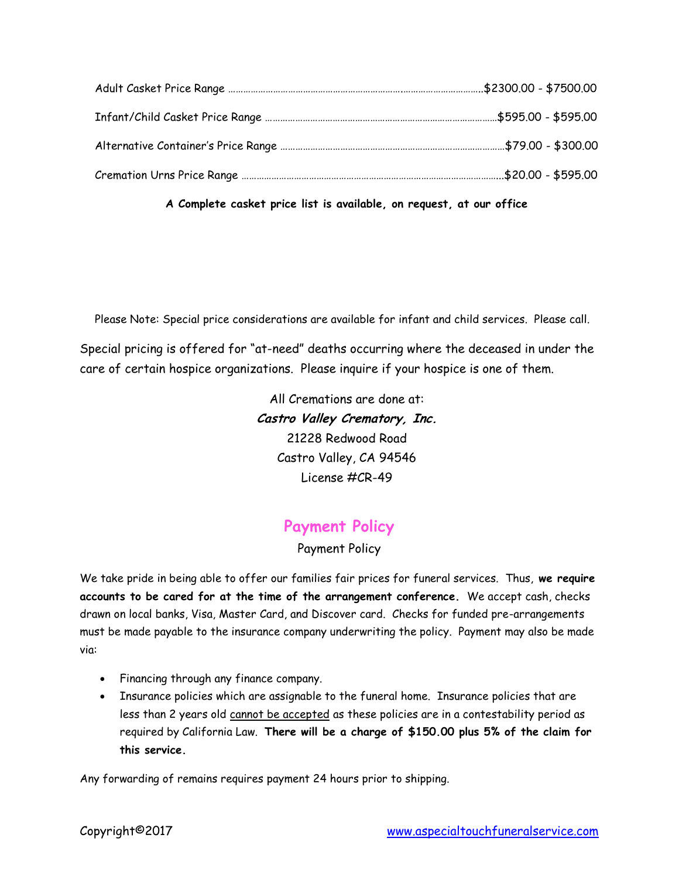Adult Casket Price Range ……………………………………………………………………………………$2300.00 - $7500.00

Infant/Child Casket Price Range ………………………………………………………………………………$595.00 - $595.00

Alternative Container's Price Range ……………………………………………………………………………$79.00 - $300.00

Cremation Urns Price Range ………………………………………………………………………………………$20.00 - $595.00

**A Complete casket price list is available, on request, at our office**

Please Note: Special price considerations are available for infant and child services. Please call.

Special pricing is offered for "at-need" deaths occurring where the deceased in under the care of certain hospice organizations. Please inquire if your hospice is one of them.

All Cremations are done at:
***Castro Valley Crematory, Inc.***
21228 Redwood Road
Castro Valley, CA 94546
License #CR-49

## Payment Policy

Payment Policy

We take pride in being able to offer our families fair prices for funeral services. Thus, **we require accounts to be cared for at the time of the arrangement conference.** We accept cash, checks drawn on local banks, Visa, Master Card, and Discover card. Checks for funded pre-arrangements must be made payable to the insurance company underwriting the policy. Payment may also be made via:

- Financing through any finance company.
- Insurance policies which are assignable to the funeral home. Insurance policies that are less than 2 years old cannot be accepted as these policies are in a contestability period as required by California Law. **There will be a charge of $150.00 plus 5% of the claim for this service.**

Any forwarding of remains requires payment 24 hours prior to shipping.

Copyright©2017 www.aspecialtouchfuneralservice.com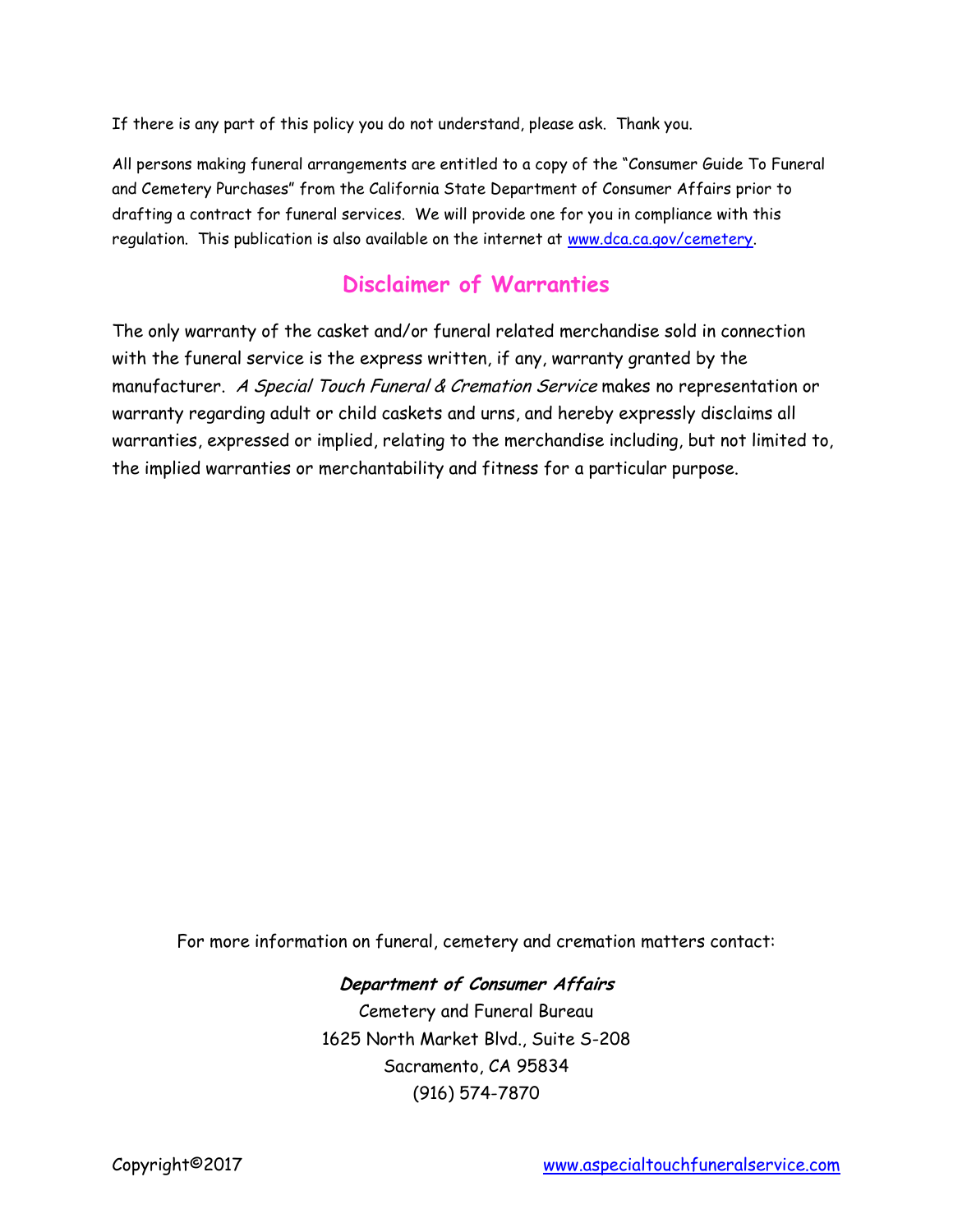If there is any part of this policy you do not understand, please ask. Thank you.

All persons making funeral arrangements are entitled to a copy of the "Consumer Guide To Funeral and Cemetery Purchases" from the California State Department of Consumer Affairs prior to drafting a contract for funeral services. We will provide one for you in compliance with this regulation. This publication is also available on the internet at www.dca.ca.gov/cemetery.

## Disclaimer of Warranties

The only warranty of the casket and/or funeral related merchandise sold in connection with the funeral service is the express written, if any, warranty granted by the manufacturer. *A Special Touch Funeral & Cremation Service* makes no representation or warranty regarding adult or child caskets and urns, and hereby expressly disclaims all warranties, expressed or implied, relating to the merchandise including, but not limited to, the implied warranties or merchantability and fitness for a particular purpose.

For more information on funeral, cemetery and cremation matters contact:

***Department of Consumer Affairs***
Cemetery and Funeral Bureau
1625 North Market Blvd., Suite S-208
Sacramento, CA 95834
(916) 574-7870

Copyright©2017 www.aspecialtouchfuneralservice.com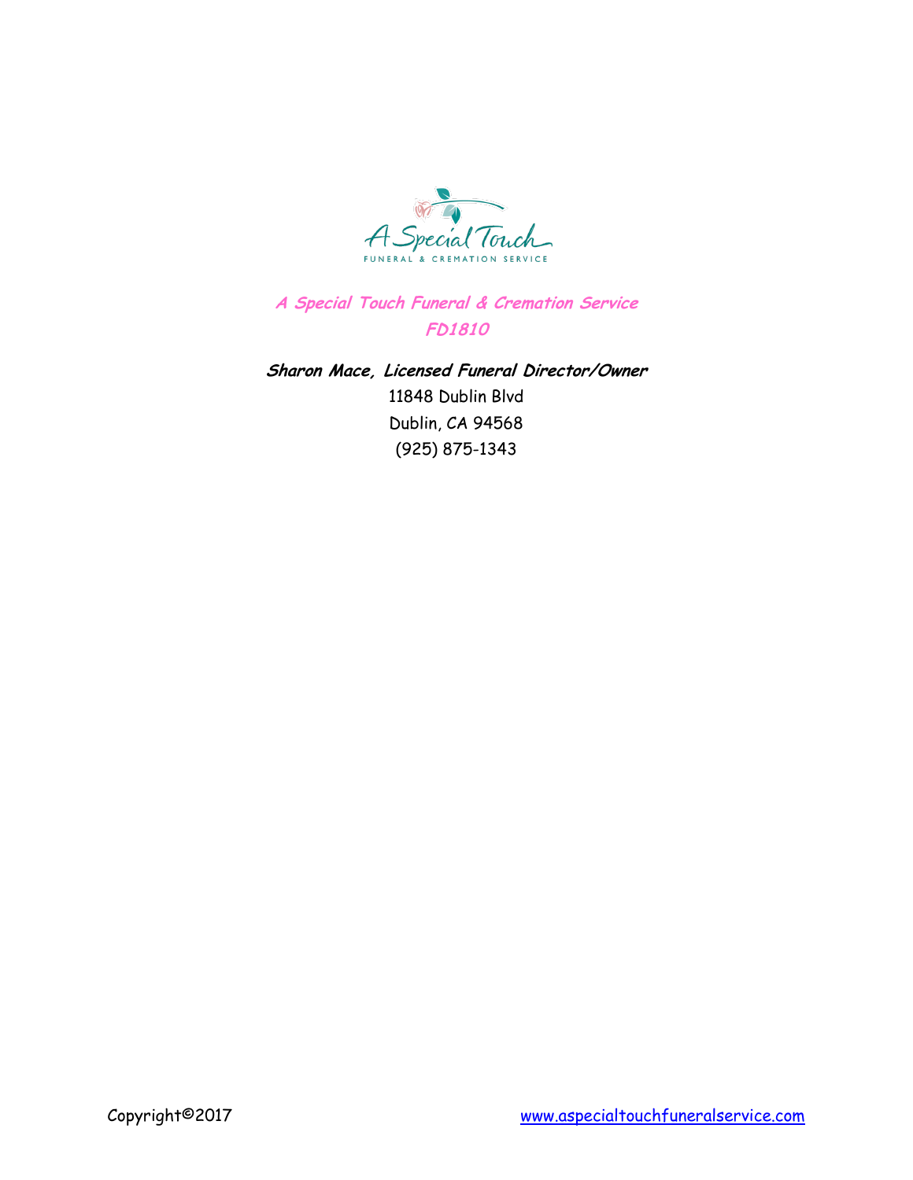A Special Touch

FUNERAL & CREMATION SERVICE

***A Special Touch Funeral & Cremation Service***
***FD1810***

***Sharon Mace, Licensed Funeral Director/Owner***
11848 Dublin Blvd
Dublin, CA 94568
(925) 875-1343

Copyright©2017 www.aspecialtouchfuneralservice.com